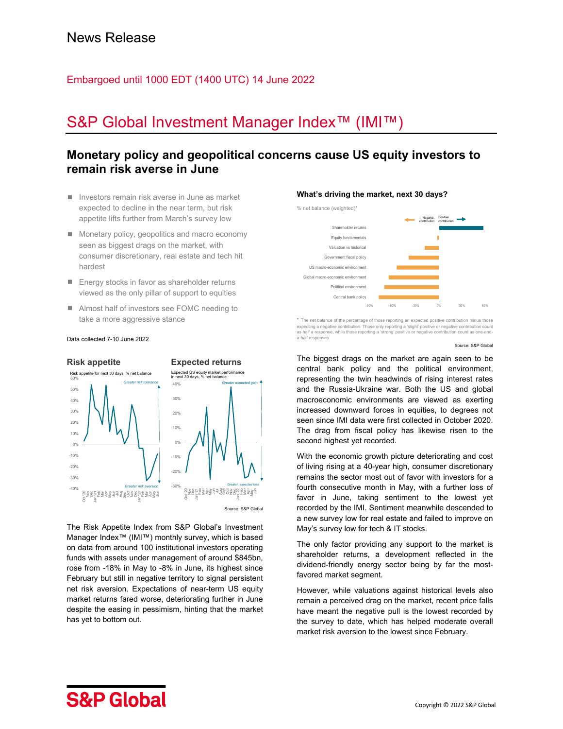# News Release

Embargoed until 1000 EDT (1400 UTC) 14 June 2022

## S&P Global Investment Manager Index™ (IMI™)

### Monetary policy and geopolitical concerns cause US equity investors to remain risk averse in June

- Investors remain risk averse in June as market expected to decline in the near term, but risk appetite lifts further from March's survey low
- Monetary policy, geopolitics and macro economy seen as biggest drags on the market, with consumer discretionary, real estate and tech hit hardest
- Energy stocks in favor as shareholder returns viewed as the only pillar of support to equities
- Almost half of investors see FOMC needing to take a more aggressive stance

Data collected 7-10 June 2022

**Risk appetite**

Risk appetite for next 30 days, % net balance

**Expected returns**

Expected US equity market performance in next 30 days, % net balance

Source: S&P Global

The Risk Appetite Index from S&P Global's Investment Manager Index™ (IMI™) monthly survey, which is based on data from around 100 institutional investors operating funds with assets under management of around $845bn, rose from -18% in May to -8% in June, its highest since February but still in negative territory to signal persistent net risk aversion. Expectations of near-term US equity market returns fared worse, deteriorating further in June despite the easing in pessimism, hinting that the market has yet to bottom out.

**What's driving the market, next 30 days?**

% net balance (weighted)*

\* The net balance of the percentage of those reporting an expected positive contribution minus those expecting a negative contribution. Those only reporting a 'slight' positive or negative contribution count as half a response, while those reporting a 'strong' positive or negative contribution count as one-and-a-half responses

Source: S&P Global

The biggest drags on the market are again seen to be central bank policy and the political environment, representing the twin headwinds of rising interest rates and the Russia-Ukraine war. Both the US and global macroeconomic environments are viewed as exerting increased downward forces in equities, to degrees not seen since IMI data were first collected in October 2020. The drag from fiscal policy has likewise risen to the second highest yet recorded.

With the economic growth picture deteriorating and cost of living rising at a 40-year high, consumer discretionary remains the sector most out of favor with investors for a fourth consecutive month in May, with a further loss of favor in June, taking sentiment to the lowest yet recorded by the IMI. Sentiment meanwhile descended to a new survey low for real estate and failed to improve on May's survey low for tech & IT stocks.

The only factor providing any support to the market is shareholder returns, a development reflected in the dividend-friendly energy sector being by far the most-favored market segment.

However, while valuations against historical levels also remain a perceived drag on the market, recent price falls have meant the negative pull is the lowest recorded by the survey to date, which has helped moderate overall market risk aversion to the lowest since February.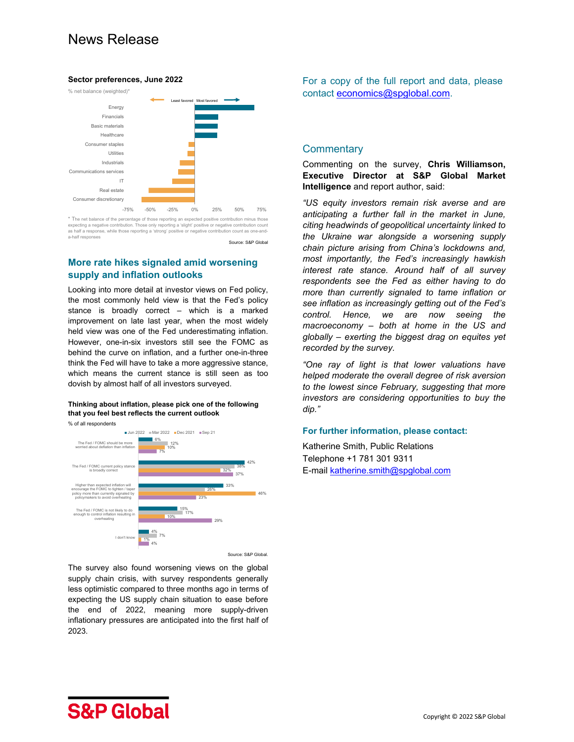# News Release

**Sector preferences, June 2022**

% net balance (weighted)*

Least favored ← | → Most favored

Energy, Financials, Basic materials, Healthcare, Consumer staples, Utilities, Industrials, Communications services, IT, Real estate, Consumer discretionary

-75% -50% -25% 0% 25% 50% 75%

\* The net balance of the percentage of those reporting an expected positive contribution minus those expecting a negative contribution. Those only reporting a 'slight' positive or negative contribution count as half a response, while those reporting a 'strong' positive or negative contribution count as one-and-a-half responses

Source: S&P Global

## More rate hikes signaled amid worsening supply and inflation outlooks

Looking into more detail at investor views on Fed policy, the most commonly held view is that the Fed's policy stance is broadly correct – which is a marked improvement on late last year, when the most widely held view was one of the Fed underestimating inflation. However, one-in-six investors still see the FOMC as behind the curve on inflation, and a further one-in-three think the Fed will have to take a more aggressive stance, which means the current stance is still seen as too dovish by almost half of all investors surveyed.

**Thinking about inflation, please pick one of the following that you feel best reflects the current outlook**

% of all respondents

| | Jun 2022 | Mar 2022 | Dec 2021 | Sep 21 |
|---|---|---|---|---|
| The Fed / FOMC should be more worried about deflation than inflation | 6% | 12% | 10% | 7% |
| The Fed / FOMC current policy stance is broadly correct | 42% | 38% | 32% | 37% |
| Higher than expected inflation will encourage the FOMC to tighten / taper policy more than currently signaled by policymakers to avoid overheating | 33% | 26% | 46% | 23% |
| The Fed / FOMC is not likely to do enough to control inflation resulting in overheating | 15% | 17% | 10% | 29% |
| I don't know | 4% | 7% | 1% | 4% |

Source: S&P Global.

The survey also found worsening views on the global supply chain crisis, with survey respondents generally less optimistic compared to three months ago in terms of expecting the US supply chain situation to ease before the end of 2022, meaning more supply-driven inflationary pressures are anticipated into the first half of 2023.

For a copy of the full report and data, please contact economics@spglobal.com.

## Commentary

Commenting on the survey, **Chris Williamson, Executive Director at S&P Global Market Intelligence** and report author, said:

*"US equity investors remain risk averse and are anticipating a further fall in the market in June, citing headwinds of geopolitical uncertainty linked to the Ukraine war alongside a worsening supply chain picture arising from China's lockdowns and, most importantly, the Fed's increasingly hawkish interest rate stance. Around half of all survey respondents see the Fed as either having to do more than currently signaled to tame inflation or see inflation as increasingly getting out of the Fed's control. Hence, we are now seeing the macroeconomy – both at home in the US and globally – exerting the biggest drag on equites yet recorded by the survey.*

*"One ray of light is that lower valuations have helped moderate the overall degree of risk aversion to the lowest since February, suggesting that more investors are considering opportunities to buy the dip."*

### For further information, please contact:

Katherine Smith, Public Relations
Telephone +1 781 301 9311
E-mail katherine.smith@spglobal.com

S&P Global

Copyright © 2022 S&P Global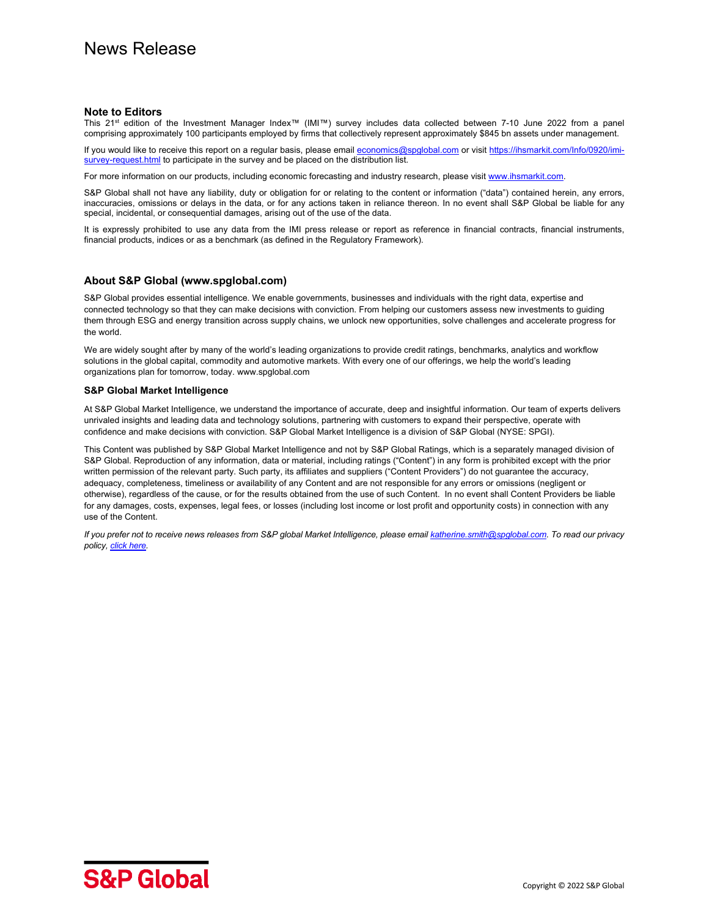## Note to Editors

This 21st edition of the Investment Manager Index™ (IMI™) survey includes data collected between 7-10 June 2022 from a panel comprising approximately 100 participants employed by firms that collectively represent approximately $845 bn assets under management.

If you would like to receive this report on a regular basis, please email [economics@spglobal.com](mailto:economics@spglobal.com) or visit [https://ihsmarkit.com/Info/0920/imi-survey-request.html](https://ihsmarkit.com/Info/0920/imi-survey-request.html) to participate in the survey and be placed on the distribution list.

For more information on our products, including economic forecasting and industry research, please visit [www.ihsmarkit.com](http://www.ihsmarkit.com).

S&P Global shall not have any liability, duty or obligation for or relating to the content or information ("data") contained herein, any errors, inaccuracies, omissions or delays in the data, or for any actions taken in reliance thereon. In no event shall S&P Global be liable for any special, incidental, or consequential damages, arising out of the use of the data.

It is expressly prohibited to use any data from the IMI press release or report as reference in financial contracts, financial instruments, financial products, indices or as a benchmark (as defined in the Regulatory Framework).

## About S&P Global (www.spglobal.com)

S&P Global provides essential intelligence. We enable governments, businesses and individuals with the right data, expertise and connected technology so that they can make decisions with conviction. From helping our customers assess new investments to guiding them through ESG and energy transition across supply chains, we unlock new opportunities, solve challenges and accelerate progress for the world.

We are widely sought after by many of the world's leading organizations to provide credit ratings, benchmarks, analytics and workflow solutions in the global capital, commodity and automotive markets. With every one of our offerings, we help the world's leading organizations plan for tomorrow, today. www.spglobal.com

### S&P Global Market Intelligence

At S&P Global Market Intelligence, we understand the importance of accurate, deep and insightful information. Our team of experts delivers unrivaled insights and leading data and technology solutions, partnering with customers to expand their perspective, operate with confidence and make decisions with conviction. S&P Global Market Intelligence is a division of S&P Global (NYSE: SPGI).

This Content was published by S&P Global Market Intelligence and not by S&P Global Ratings, which is a separately managed division of S&P Global. Reproduction of any information, data or material, including ratings ("Content") in any form is prohibited except with the prior written permission of the relevant party. Such party, its affiliates and suppliers ("Content Providers") do not guarantee the accuracy, adequacy, completeness, timeliness or availability of any Content and are not responsible for any errors or omissions (negligent or otherwise), regardless of the cause, or for the results obtained from the use of such Content. In no event shall Content Providers be liable for any damages, costs, expenses, legal fees, or losses (including lost income or lost profit and opportunity costs) in connection with any use of the Content.

*If you prefer not to receive news releases from S&P global Market Intelligence, please email [katherine.smith@spglobal.com](mailto:katherine.smith@spglobal.com). To read our privacy policy, click here.*